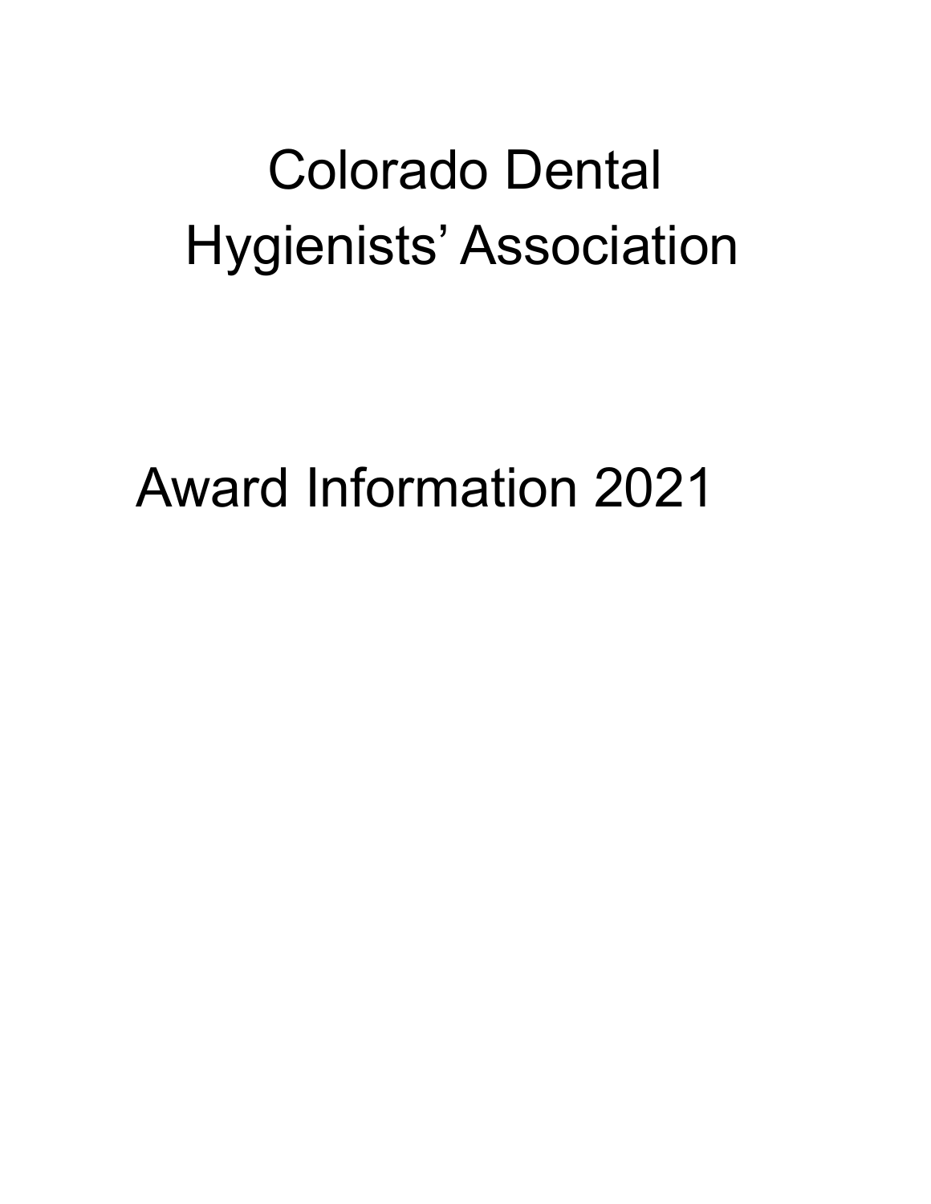# Colorado Dental Hygienists' Association

## Award Information 2021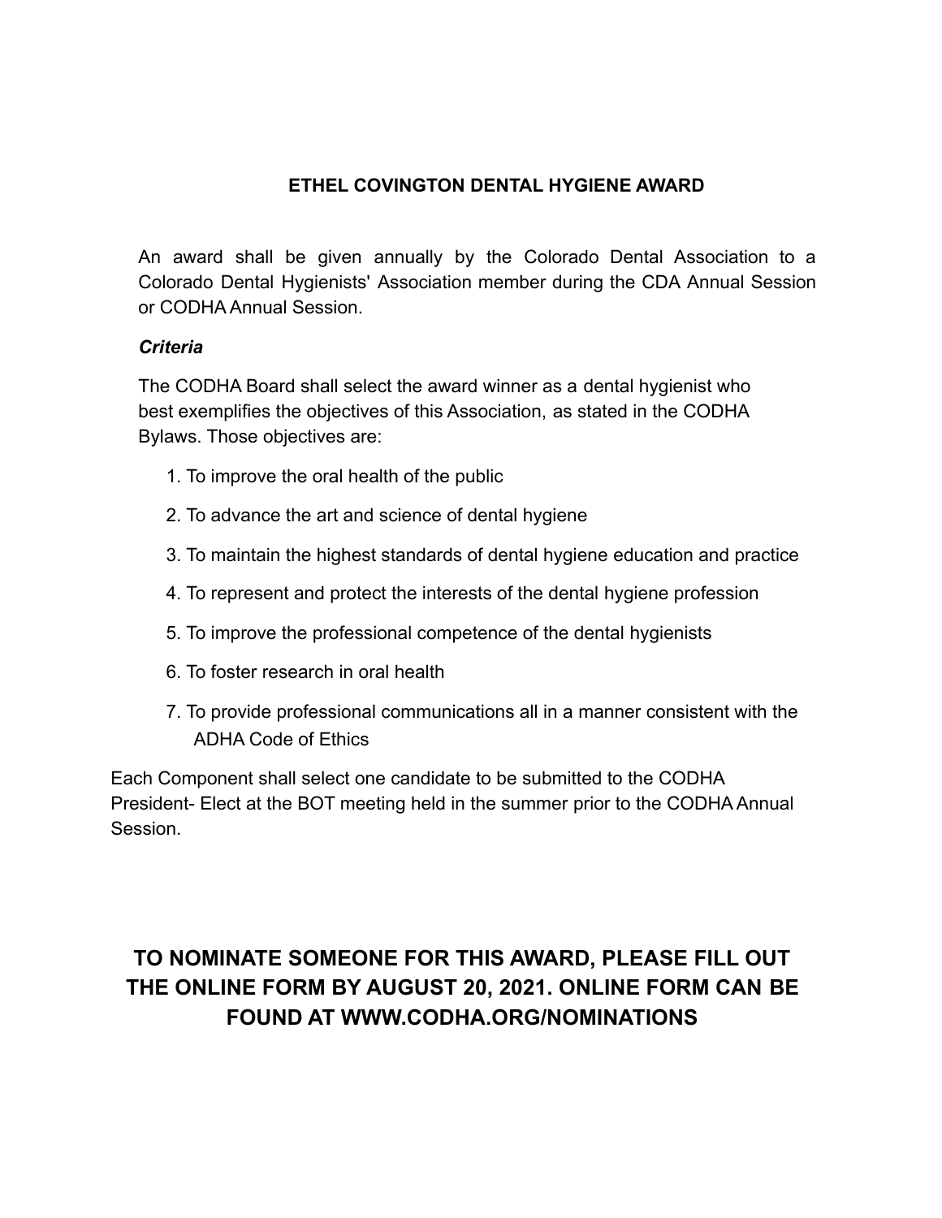## ETHEL COVINGTON DENTAL HYGIENE AWARD

An award shall be given annually by the Colorado Dental Association to a Colorado Dental Hygienists' Association member during the CDA Annual Session or CODHA Annual Session.

***Criteria***

The CODHA Board shall select the award winner as a dental hygienist who best exemplifies the objectives of this Association, as stated in the CODHA Bylaws. Those objectives are:

1. To improve the oral health of the public
2. To advance the art and science of dental hygiene
3. To maintain the highest standards of dental hygiene education and practice
4. To represent and protect the interests of the dental hygiene profession
5. To improve the professional competence of the dental hygienists
6. To foster research in oral health
7. To provide professional communications all in a manner consistent with the ADHA Code of Ethics

Each Component shall select one candidate to be submitted to the CODHA President- Elect at the BOT meeting held in the summer prior to the CODHA Annual Session.

**TO NOMINATE SOMEONE FOR THIS AWARD, PLEASE FILL OUT THE ONLINE FORM BY AUGUST 20, 2021. ONLINE FORM CAN BE FOUND AT WWW.CODHA.ORG/NOMINATIONS**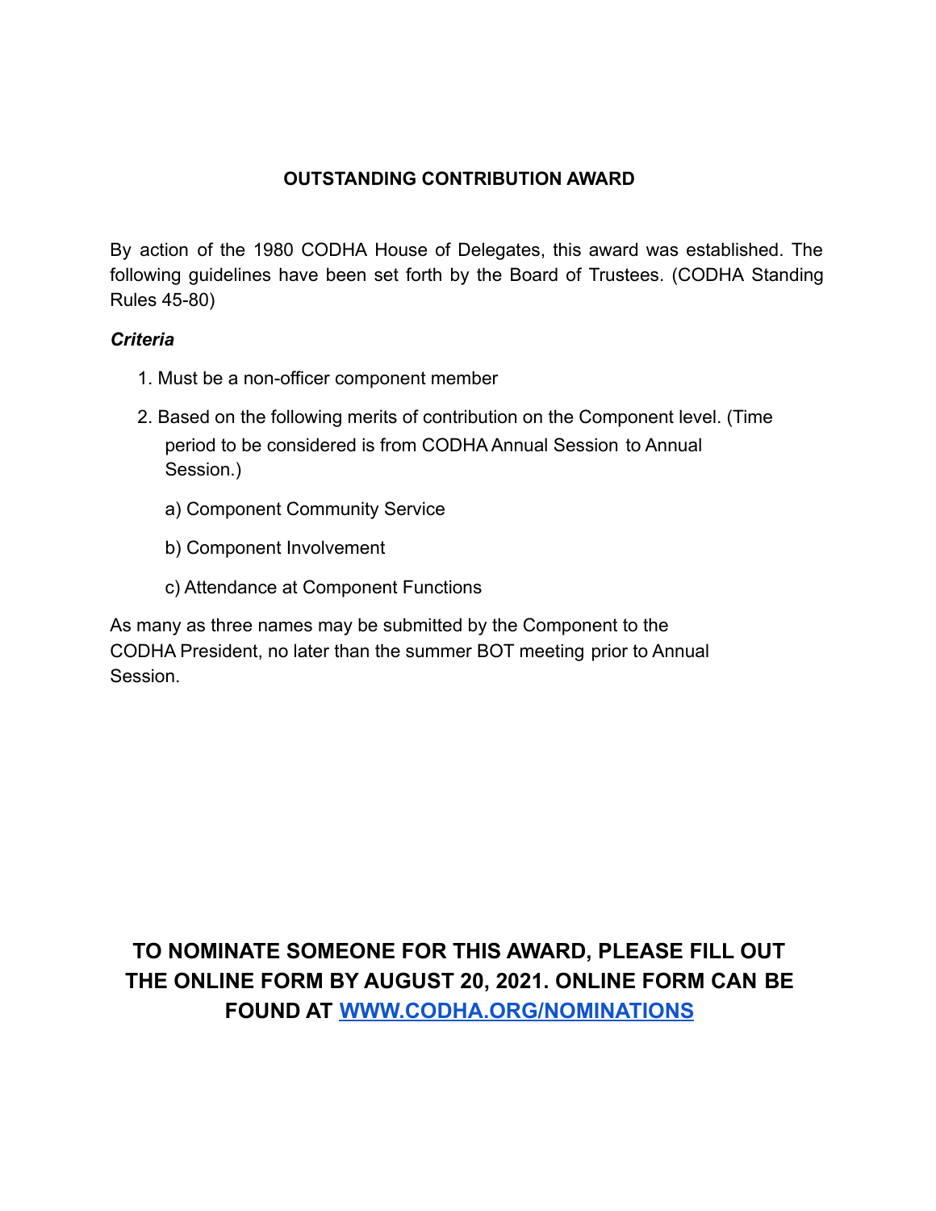## OUTSTANDING CONTRIBUTION AWARD

By action of the 1980 CODHA House of Delegates, this award was established. The following guidelines have been set forth by the Board of Trustees. (CODHA Standing Rules 45-80)

***Criteria***

1. Must be a non-officer component member
2. Based on the following merits of contribution on the Component level. (Time period to be considered is from CODHA Annual Session to Annual Session.)
   a) Component Community Service
   b) Component Involvement
   c) Attendance at Component Functions

As many as three names may be submitted by the Component to the CODHA President, no later than the summer BOT meeting prior to Annual Session.

**TO NOMINATE SOMEONE FOR THIS AWARD, PLEASE FILL OUT THE ONLINE FORM BY AUGUST 20, 2021. ONLINE FORM CAN BE FOUND AT [WWW.CODHA.ORG/NOMINATIONS](http://WWW.CODHA.ORG/NOMINATIONS)**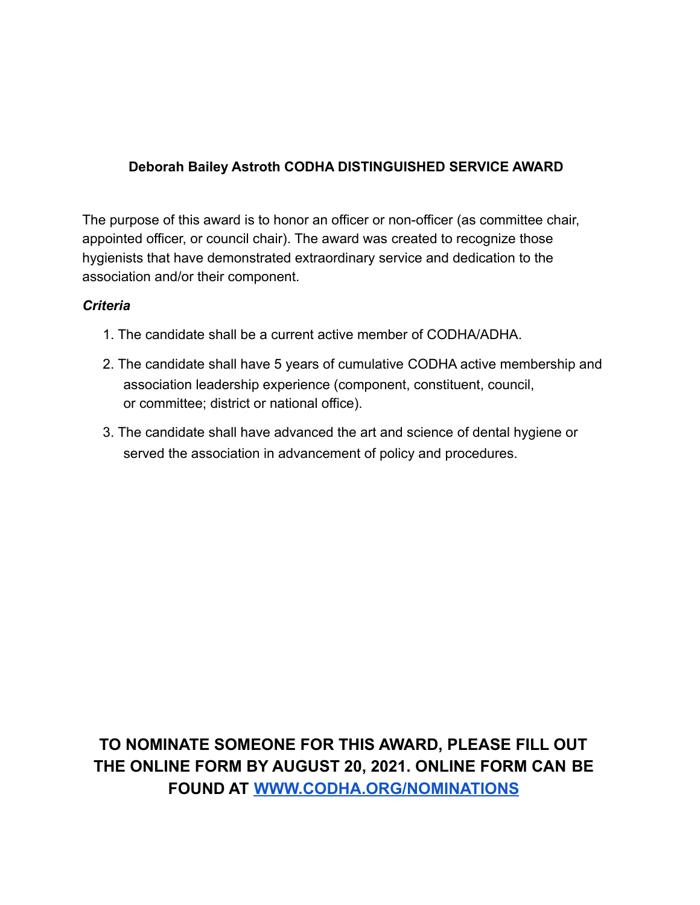## Deborah Bailey Astroth CODHA DISTINGUISHED SERVICE AWARD

The purpose of this award is to honor an officer or non-officer (as committee chair, appointed officer, or council chair). The award was created to recognize those hygienists that have demonstrated extraordinary service and dedication to the association and/or their component.

***Criteria***

1. The candidate shall be a current active member of CODHA/ADHA.
2. The candidate shall have 5 years of cumulative CODHA active membership and association leadership experience (component, constituent, council, or committee; district or national office).
3. The candidate shall have advanced the art and science of dental hygiene or served the association in advancement of policy and procedures.

**TO NOMINATE SOMEONE FOR THIS AWARD, PLEASE FILL OUT THE ONLINE FORM BY AUGUST 20, 2021. ONLINE FORM CAN BE FOUND AT [WWW.CODHA.ORG/NOMINATIONS](http://www.codha.org/nominations)**